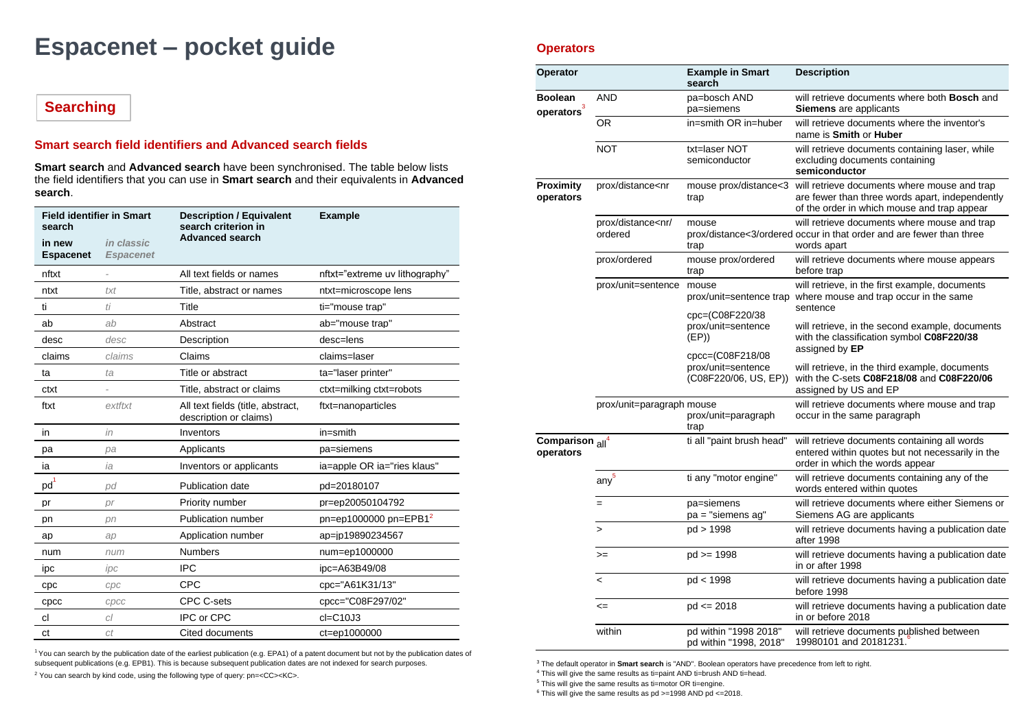# Espacenet – pocket guide

## Searching

### Smart search field identifiers and Advanced search fields

**Smart search** and **Advanced search** have been synchronised. The table below lists the field identifiers that you can use in **Smart search** and their equivalents in **Advanced search**.

| Field identifier in Smart search | | Description / Equivalent search criterion in Advanced search | Example |
|---|---|---|---|
| **in new Espacenet** | ***in classic Espacenet*** | | |
| nftxt | - | All text fields or names | nftxt="extreme uv lithography" |
| ntxt | *txt* | Title, abstract or names | ntxt=microscope lens |
| ti | *ti* | Title | ti="mouse trap" |
| ab | *ab* | Abstract | ab="mouse trap" |
| desc | *desc* | Description | desc=lens |
| claims | *claims* | Claims | claims=laser |
| ta | *ta* | Title or abstract | ta="laser printer" |
| ctxt | - | Title, abstract or claims | ctxt=milking ctxt=robots |
| ftxt | *extftxt* | All text fields (title, abstract, description or claims) | ftxt=nanoparticles |
| in | *in* | Inventors | in=smith |
| pa | *pa* | Applicants | pa=siemens |
| ia | *ia* | Inventors or applicants | ia=apple OR ia="ries klaus" |
| pd[1] | *pd* | Publication date | pd=20180107 |
| pr | *pr* | Priority number | pr=ep20050104792 |
| pn | *pn* | Publication number | pn=ep1000000 pn=EPB1[2] |
| ap | *ap* | Application number | ap=jp19890234567 |
| num | *num* | Numbers | num=ep1000000 |
| ipc | *ipc* | IPC | ipc=A63B49/08 |
| cpc | *cpc* | CPC | cpc="A61K31/13" |
| cpcc | *cpcc* | CPC C-sets | cpcc="C08F297/02" |
| cl | *cl* | IPC or CPC | cl=C10J3 |
| ct | *ct* | Cited documents | ct=ep1000000 |

[1] You can search by the publication date of the earliest publication (e.g. EPA1) of a patent document but not by the publication dates of subsequent publications (e.g. EPB1). This is because subsequent publication dates are not indexed for search purposes.

[2] You can search by kind code, using the following type of query: pn=<CC><KC>.

### Operators

| Operator | | Example in Smart search | Description |
|---|---|---|---|
| **Boolean operators**[3] | AND | pa=bosch AND pa=siemens | will retrieve documents where both **Bosch** and **Siemens** are applicants |
| | OR | in=smith OR in=huber | will retrieve documents where the inventor's name is **Smith** or **Huber** |
| | NOT | txt=laser NOT semiconductor | will retrieve documents containing laser, while excluding documents containing **semiconductor** |
| **Proximity operators** | prox/distance<nr | mouse prox/distance<3 trap | will retrieve documents where mouse and trap are fewer than three words apart, independently of the order in which mouse and trap appear |
| | prox/distance<nr/ ordered | mouse prox/distance<3/ordered trap | will retrieve documents where mouse and trap occur in that order and are fewer than three words apart |
| | prox/ordered | mouse prox/ordered trap | will retrieve documents where mouse appears before trap |
| | prox/unit=sentence | mouse prox/unit=sentence trap<br>cpc=(C08F220/38 prox/unit=sentence (EP))<br>cpcc=(C08F218/08 prox/unit=sentence (C08F220/06, US, EP)) | will retrieve, in the first example, documents where mouse and trap occur in the same sentence<br>will retrieve, in the second example, documents with the classification symbol **C08F220/38** assigned by **EP**<br>will retrieve, in the third example, documents with the C-sets **C08F218/08** and **C08F220/06** assigned by US and EP |
| | prox/unit=paragraph | mouse prox/unit=paragraph trap | will retrieve documents where mouse and trap occur in the same paragraph |
| **Comparison operators** | all[4] | ti all "paint brush head" | will retrieve documents containing all words entered within quotes but not necessarily in the order in which the words appear |
| | any[5] | ti any "motor engine" | will retrieve documents containing any of the words entered within quotes |
| | = | pa=siemens<br>pa = "siemens ag" | will retrieve documents where either Siemens or Siemens AG are applicants |
| | > | pd > 1998 | will retrieve documents having a publication date after 1998 |
| | >= | pd >= 1998 | will retrieve documents having a publication date in or after 1998 |
| | < | pd < 1998 | will retrieve documents having a publication date before 1998 |
| | <= | pd <= 2018 | will retrieve documents having a publication date in or before 2018 |
| | within | pd within "1998 2018"<br>pd within "1998, 2018" | will retrieve documents published between 19980101 and 20181231.[6] |

[3] The default operator in **Smart search** is "AND". Boolean operators have precedence from left to right.

[4] This will give the same results as ti=paint AND ti=brush AND ti=head.

[5] This will give the same results as ti=motor OR ti=engine.

[6] This will give the same results as pd >=1998 AND pd <=2018.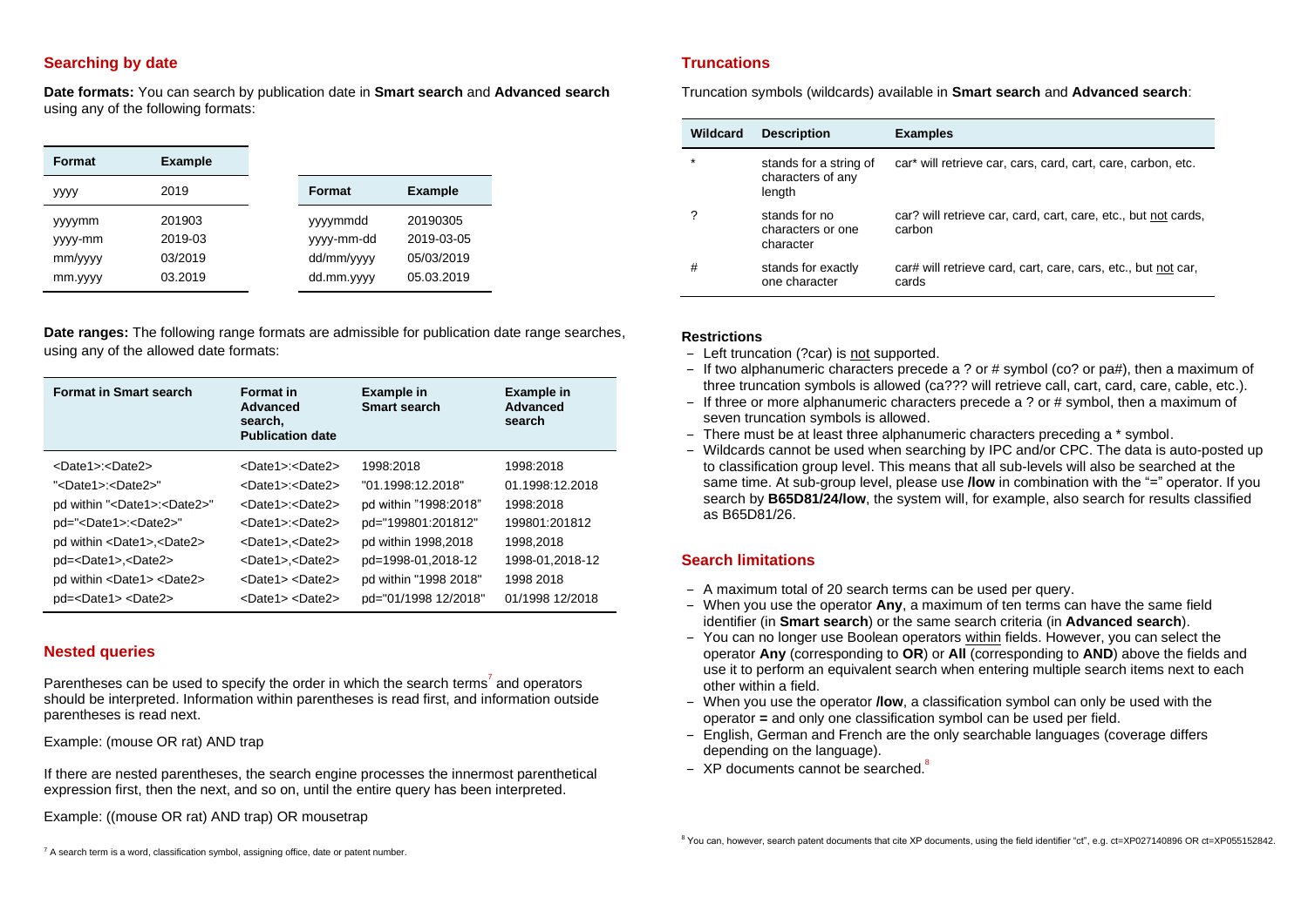## Searching by date

**Date formats:** You can search by publication date in **Smart search** and **Advanced search** using any of the following formats:

| Format | Example |
|---|---|
| yyyy | 2019 |
| yyyymm | 201903 |
| yyyy-mm | 2019-03 |
| mm/yyyy | 03/2019 |
| mm.yyyy | 03.2019 |

| Format | Example |
|---|---|
| yyyymmdd | 20190305 |
| yyyy-mm-dd | 2019-03-05 |
| dd/mm/yyyy | 05/03/2019 |
| dd.mm.yyyy | 05.03.2019 |

**Date ranges:** The following range formats are admissible for publication date range searches, using any of the allowed date formats:

| Format in Smart search | Format in Advanced search, Publication date | Example in Smart search | Example in Advanced search |
|---|---|---|---|
| <Date1>:<Date2> | <Date1>:<Date2> | 1998:2018 | 1998:2018 |
| "<Date1>:<Date2>" | <Date1>:<Date2> | "01.1998:12.2018" | 01.1998:12.2018 |
| pd within "<Date1>:<Date2>" | <Date1>:<Date2> | pd within "1998:2018" | 1998:2018 |
| pd="<Date1>:<Date2>" | <Date1>:<Date2> | pd="199801:201812" | 199801:201812 |
| pd within <Date1>,<Date2> | <Date1>,<Date2> | pd within 1998,2018 | 1998,2018 |
| pd=<Date1>,<Date2> | <Date1>,<Date2> | pd=1998-01,2018-12 | 1998-01,2018-12 |
| pd within <Date1> <Date2> | <Date1> <Date2> | pd within "1998 2018" | 1998 2018 |
| pd=<Date1> <Date2> | <Date1> <Date2> | pd="01/1998 12/2018" | 01/1998 12/2018 |

## Nested queries

Parentheses can be used to specify the order in which the search terms[7] and operators should be interpreted. Information within parentheses is read first, and information outside parentheses is read next.

Example: (mouse OR rat) AND trap

If there are nested parentheses, the search engine processes the innermost parenthetical expression first, then the next, and so on, until the entire query has been interpreted.

Example: ((mouse OR rat) AND trap) OR mousetrap

[7] A search term is a word, classification symbol, assigning office, date or patent number.

## Truncations

Truncation symbols (wildcards) available in **Smart search** and **Advanced search**:

| Wildcard | Description | Examples |
|---|---|---|
| * | stands for a string of characters of any length | car* will retrieve car, cars, card, cart, care, carbon, etc. |
| ? | stands for no characters or one character | car? will retrieve car, card, cart, care, etc., but not cards, carbon |
| # | stands for exactly one character | car# will retrieve card, cart, care, cars, etc., but not car, cards |

**Restrictions**

- Left truncation (?car) is not supported.
- If two alphanumeric characters precede a ? or # symbol (co? or pa#), then a maximum of three truncation symbols is allowed (ca??? will retrieve call, cart, card, care, cable, etc.).
- If three or more alphanumeric characters precede a ? or # symbol, then a maximum of seven truncation symbols is allowed.
- There must be at least three alphanumeric characters preceding a * symbol.
- Wildcards cannot be used when searching by IPC and/or CPC. The data is auto-posted up to classification group level. This means that all sub-levels will also be searched at the same time. At sub-group level, please use **/low** in combination with the "=" operator. If you search by **B65D81/24/low**, the system will, for example, also search for results classified as B65D81/26.

## Search limitations

- A maximum total of 20 search terms can be used per query.
- When you use the operator **Any**, a maximum of ten terms can have the same field identifier (in **Smart search**) or the same search criteria (in **Advanced search**).
- You can no longer use Boolean operators within fields. However, you can select the operator **Any** (corresponding to **OR**) or **All** (corresponding to **AND**) above the fields and use it to perform an equivalent search when entering multiple search items next to each other within a field.
- When you use the operator **/low**, a classification symbol can only be used with the operator **=** and only one classification symbol can be used per field.
- English, German and French are the only searchable languages (coverage differs depending on the language).
- XP documents cannot be searched.[8]

[8] You can, however, search patent documents that cite XP documents, using the field identifier "ct", e.g. ct=XP027140896 OR ct=XP055152842.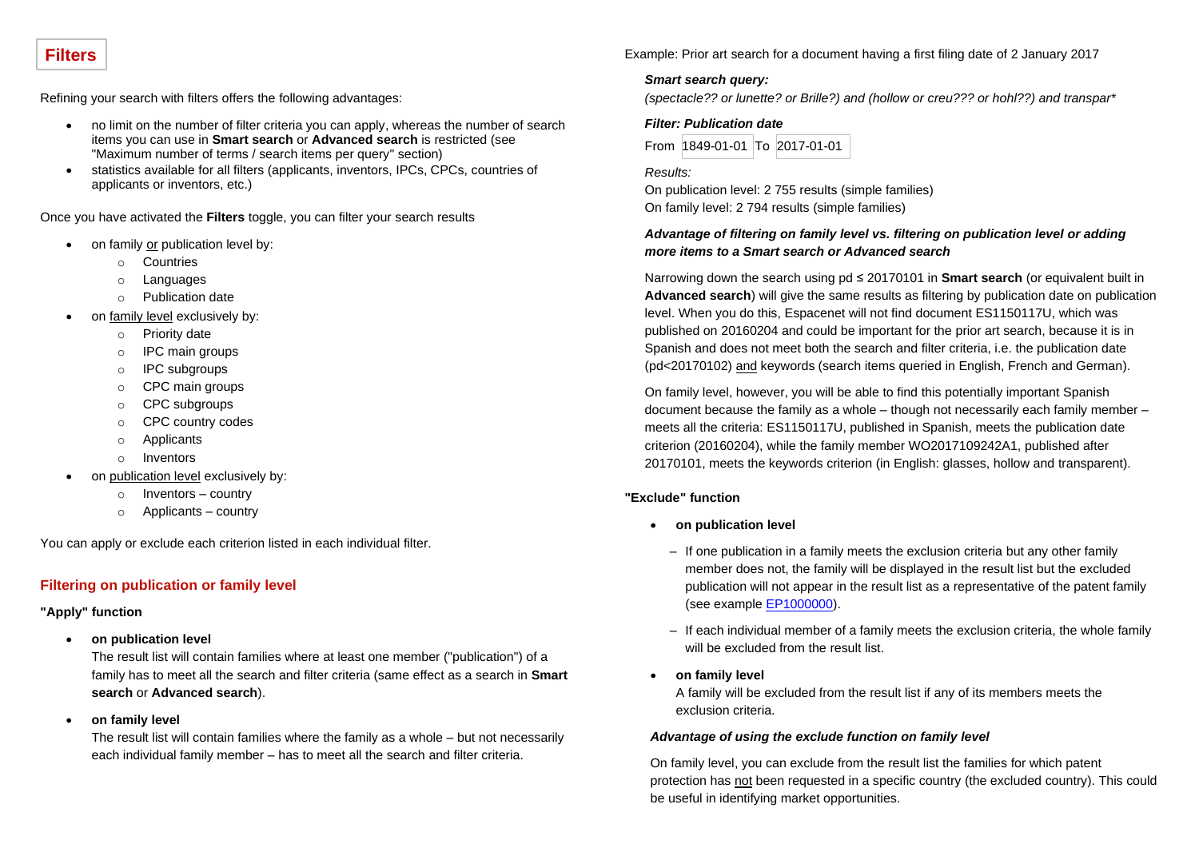## Filters

Refining your search with filters offers the following advantages:

- no limit on the number of filter criteria you can apply, whereas the number of search items you can use in **Smart search** or **Advanced search** is restricted (see "Maximum number of terms / search items per query" section)
- statistics available for all filters (applicants, inventors, IPCs, CPCs, countries of applicants or inventors, etc.)

Once you have activated the **Filters** toggle, you can filter your search results

- on family or publication level by:
  - Countries
  - Languages
  - Publication date
- on family level exclusively by:
  - Priority date
  - IPC main groups
  - IPC subgroups
  - CPC main groups
  - CPC subgroups
  - CPC country codes
  - Applicants
  - Inventors
- on publication level exclusively by:
  - Inventors – country
  - Applicants – country

You can apply or exclude each criterion listed in each individual filter.

### Filtering on publication or family level

**"Apply" function**

- **on publication level**
  The result list will contain families where at least one member ("publication") of a family has to meet all the search and filter criteria (same effect as a search in **Smart search** or **Advanced search**).
- **on family level**
  The result list will contain families where the family as a whole – but not necessarily each individual family member – has to meet all the search and filter criteria.

Example: Prior art search for a document having a first filing date of 2 January 2017

***Smart search query:***
*(spectacle?? or lunette? or Brille?) and (hollow or creu??? or hohl??) and transpar**

***Filter: Publication date***
From 1849-01-01 To 2017-01-01

*Results:*
On publication level: 2 755 results (simple families)
On family level: 2 794 results (simple families)

***Advantage of filtering on family level vs. filtering on publication level or adding more items to a Smart search or Advanced search***

Narrowing down the search using pd ≤ 20170101 in **Smart search** (or equivalent built in **Advanced search**) will give the same results as filtering by publication date on publication level. When you do this, Espacenet will not find document ES1150117U, which was published on 20160204 and could be important for the prior art search, because it is in Spanish and does not meet both the search and filter criteria, i.e. the publication date (pd<20170102) and keywords (search items queried in English, French and German).

On family level, however, you will be able to find this potentially important Spanish document because the family as a whole – though not necessarily each family member – meets all the criteria: ES1150117U, published in Spanish, meets the publication date criterion (20160204), while the family member WO2017109242A1, published after 20170101, meets the keywords criterion (in English: glasses, hollow and transparent).

**"Exclude" function**

- **on publication level**
  - If one publication in a family meets the exclusion criteria but any other family member does not, the family will be displayed in the result list but the excluded publication will not appear in the result list as a representative of the patent family (see example [EP1000000](EP1000000)).
  - If each individual member of a family meets the exclusion criteria, the whole family will be excluded from the result list.
- **on family level**
  A family will be excluded from the result list if any of its members meets the exclusion criteria.

***Advantage of using the exclude function on family level***

On family level, you can exclude from the result list the families for which patent protection has not been requested in a specific country (the excluded country). This could be useful in identifying market opportunities.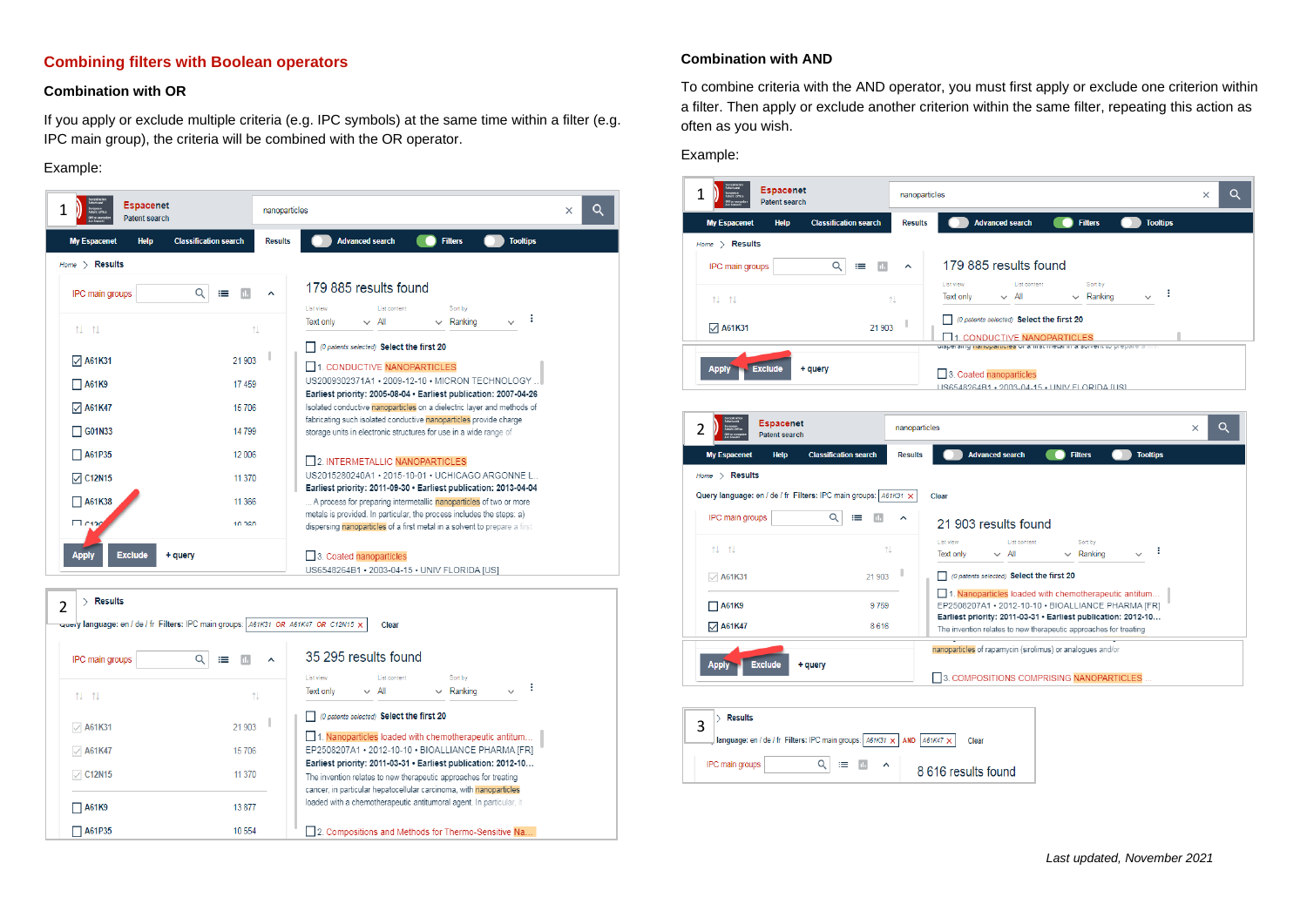## Combining filters with Boolean operators

### Combination with OR

If you apply or exclude multiple criteria (e.g. IPC symbols) at the same time within a filter (e.g. IPC main group), the criteria will be combined with the OR operator.

Example:

### Combination with AND

To combine criteria with the AND operator, you must first apply or exclude one criterion within a filter. Then apply or exclude another criterion within the same filter, repeating this action as often as you wish.

Example:

*Last updated, November 2021*